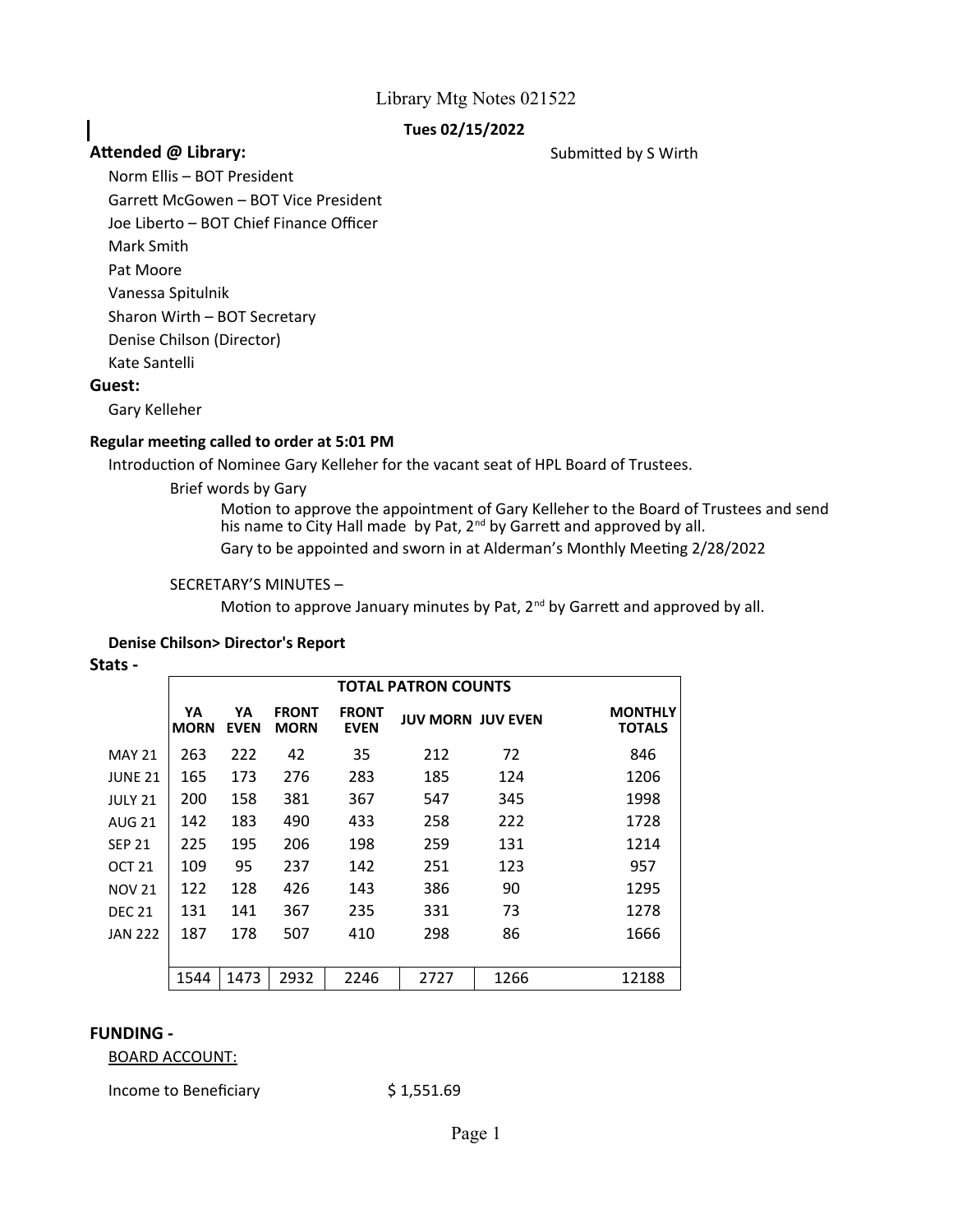# Library Mtg Notes 021522

**Tues 02/15/2022**

## Attended @ Library:

Submitted by S Wirth

Norm Ellis – BOT President
Garrett McGowen – BOT Vice President
Joe Liberto – BOT Chief Finance Officer
Mark Smith
Pat Moore
Vanessa Spitulnik
Sharon Wirth – BOT Secretary
Denise Chilson (Director)
Kate Santelli

## Guest:

Gary Kelleher

**Regular meeting called to order at 5:01 PM**

Introduction of Nominee Gary Kelleher for the vacant seat of HPL Board of Trustees.

Brief words by Gary

Motion to approve the appointment of Gary Kelleher to the Board of Trustees and send his name to City Hall made by Pat, 2nd by Garrett and approved by all.

Gary to be appointed and sworn in at Alderman's Monthly Meeting 2/28/2022

SECRETARY'S MINUTES –

Motion to approve January minutes by Pat, 2nd by Garrett and approved by all.

**Denise Chilson> Director's Report**

## Stats -

| | TOTAL PATRON COUNTS | | | | | | |
|---|---|---|---|---|---|---|---|
| | **YA MORN** | **YA EVEN** | **FRONT MORN** | **FRONT EVEN** | **JUV MORN** | **JUV EVEN** | **MONTHLY TOTALS** |
| MAY 21 | 263 | 222 | 42 | 35 | 212 | 72 | 846 |
| JUNE 21 | 165 | 173 | 276 | 283 | 185 | 124 | 1206 |
| JULY 21 | 200 | 158 | 381 | 367 | 547 | 345 | 1998 |
| AUG 21 | 142 | 183 | 490 | 433 | 258 | 222 | 1728 |
| SEP 21 | 225 | 195 | 206 | 198 | 259 | 131 | 1214 |
| OCT 21 | 109 | 95 | 237 | 142 | 251 | 123 | 957 |
| NOV 21 | 122 | 128 | 426 | 143 | 386 | 90 | 1295 |
| DEC 21 | 131 | 141 | 367 | 235 | 331 | 73 | 1278 |
| JAN 222 | 187 | 178 | 507 | 410 | 298 | 86 | 1666 |
| | 1544 | 1473 | 2932 | 2246 | 2727 | 1266 | 12188 |

## FUNDING -

BOARD ACCOUNT:

Income to Beneficiary $ 1,551.69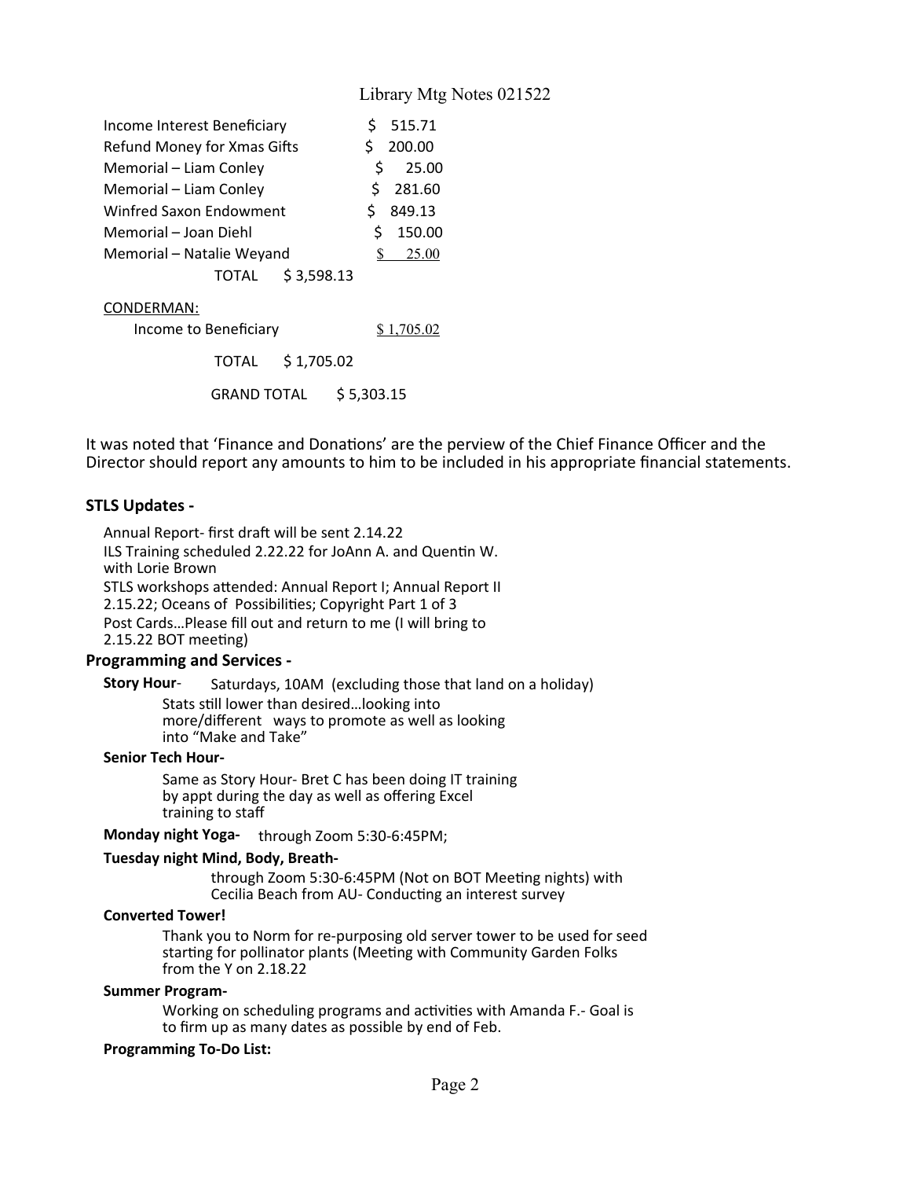| | |
|---|---|
| Income Interest Beneficiary | \$ 515.71 |
| Refund Money for Xmas Gifts | \$ 200.00 |
| Memorial – Liam Conley | \$ 25.00 |
| Memorial – Liam Conley | \$ 281.60 |
| Winfred Saxon Endowment | \$ 849.13 |
| Memorial – Joan Diehl | \$ 150.00 |
| Memorial – Natalie Weyand | \$ 25.00 |
| TOTAL \$ 3,598.13 | |

CONDERMAN:

| | |
|---|---|
| Income to Beneficiary | \$ 1,705.02 |
| TOTAL \$ 1,705.02 | |
| GRAND TOTAL \$ 5,303.15 | |

It was noted that 'Finance and Donations' are the perview of the Chief Finance Officer and the Director should report any amounts to him to be included in his appropriate financial statements.

## STLS Updates -

Annual Report- first draft will be sent 2.14.22
ILS Training scheduled 2.22.22 for JoAnn A. and Quentin W. with Lorie Brown
STLS workshops attended: Annual Report I; Annual Report II 2.15.22; Oceans of Possibilities; Copyright Part 1 of 3
Post Cards…Please fill out and return to me (I will bring to 2.15.22 BOT meeting)

## Programming and Services -

**Story Hour**- Saturdays, 10AM (excluding those that land on a holiday)
Stats still lower than desired…looking into more/different ways to promote as well as looking into "Make and Take"

**Senior Tech Hour-**
Same as Story Hour- Bret C has been doing IT training by appt during the day as well as offering Excel training to staff

**Monday night Yoga-** through Zoom 5:30-6:45PM;

**Tuesday night Mind, Body, Breath-**
through Zoom 5:30-6:45PM (Not on BOT Meeting nights) with Cecilia Beach from AU- Conducting an interest survey

**Converted Tower!**
Thank you to Norm for re-purposing old server tower to be used for seed starting for pollinator plants (Meeting with Community Garden Folks from the Y on 2.18.22

**Summer Program-**
Working on scheduling programs and activities with Amanda F.- Goal is to firm up as many dates as possible by end of Feb.

**Programming To-Do List:**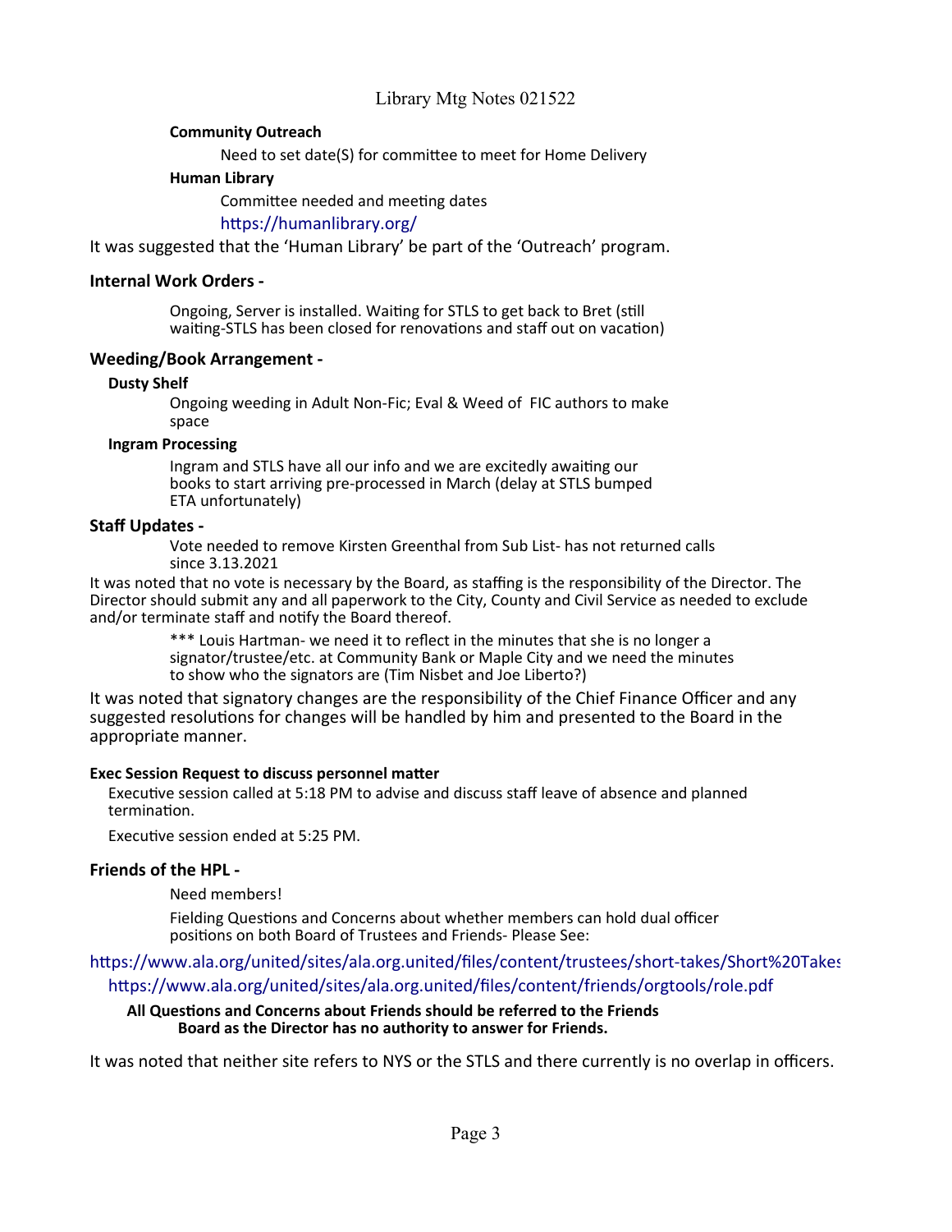**Community Outreach**

Need to set date(S) for committee to meet for Home Delivery

**Human Library**

Committee needed and meeting dates

https://humanlibrary.org/

It was suggested that the 'Human Library' be part of the 'Outreach' program.

## Internal Work Orders -

Ongoing, Server is installed. Waiting for STLS to get back to Bret (still waiting-STLS has been closed for renovations and staff out on vacation)

## Weeding/Book Arrangement -

**Dusty Shelf**

Ongoing weeding in Adult Non-Fic; Eval & Weed of FIC authors to make space

**Ingram Processing**

Ingram and STLS have all our info and we are excitedly awaiting our books to start arriving pre-processed in March (delay at STLS bumped ETA unfortunately)

## Staff Updates -

Vote needed to remove Kirsten Greenthal from Sub List- has not returned calls since 3.13.2021

It was noted that no vote is necessary by the Board, as staffing is the responsibility of the Director. The Director should submit any and all paperwork to the City, County and Civil Service as needed to exclude and/or terminate staff and notify the Board thereof.

*** Louis Hartman- we need it to reflect in the minutes that she is no longer a signator/trustee/etc. at Community Bank or Maple City and we need the minutes to show who the signators are (Tim Nisbet and Joe Liberto?)

It was noted that signatory changes are the responsibility of the Chief Finance Officer and any suggested resolutions for changes will be handled by him and presented to the Board in the appropriate manner.

**Exec Session Request to discuss personnel matter**

Executive session called at 5:18 PM to advise and discuss staff leave of absence and planned termination.

Executive session ended at 5:25 PM.

## Friends of the HPL -

Need members!

Fielding Questions and Concerns about whether members can hold dual officer positions on both Board of Trustees and Friends- Please See:

https://www.ala.org/united/sites/ala.org.united/files/content/trustees/short-takes/Short%20Takes

https://www.ala.org/united/sites/ala.org.united/files/content/friends/orgtools/role.pdf

**All Questions and Concerns about Friends should be referred to the Friends Board as the Director has no authority to answer for Friends.**

It was noted that neither site refers to NYS or the STLS and there currently is no overlap in officers.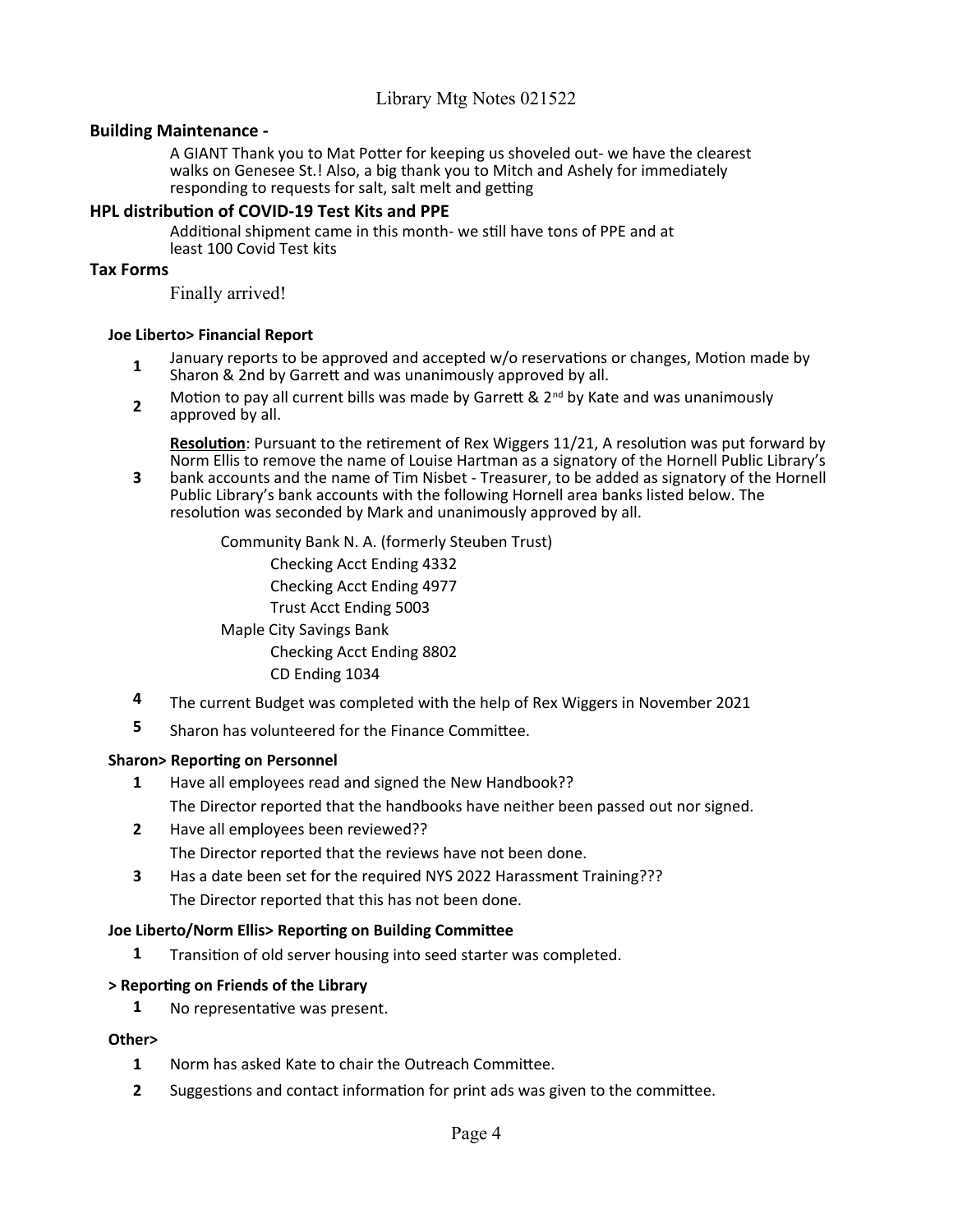# Library Mtg Notes 021522

## Building Maintenance -

A GIANT Thank you to Mat Potter for keeping us shoveled out- we have the clearest walks on Genesee St.! Also, a big thank you to Mitch and Ashely for immediately responding to requests for salt, salt melt and getting

## HPL distribution of COVID-19 Test Kits and PPE

Additional shipment came in this month- we still have tons of PPE and at least 100 Covid Test kits

## Tax Forms

Finally arrived!

### Joe Liberto> Financial Report

1. January reports to be approved and accepted w/o reservations or changes, Motion made by Sharon & 2nd by Garrett and was unanimously approved by all.
2. Motion to pay all current bills was made by Garrett & 2nd by Kate and was unanimously approved by all.
3. **Resolution**: Pursuant to the retirement of Rex Wiggers 11/21, A resolution was put forward by Norm Ellis to remove the name of Louise Hartman as a signatory of the Hornell Public Library's bank accounts and the name of Tim Nisbet - Treasurer, to be added as signatory of the Hornell Public Library's bank accounts with the following Hornell area banks listed below. The resolution was seconded by Mark and unanimously approved by all.

   Community Bank N. A. (formerly Steuben Trust)
   - Checking Acct Ending 4332
   - Checking Acct Ending 4977
   - Trust Acct Ending 5003

   Maple City Savings Bank
   - Checking Acct Ending 8802
   - CD Ending 1034
4. The current Budget was completed with the help of Rex Wiggers in November 2021
5. Sharon has volunteered for the Finance Committee.

### Sharon> Reporting on Personnel

1. Have all employees read and signed the New Handbook??

   The Director reported that the handbooks have neither been passed out nor signed.
2. Have all employees been reviewed??

   The Director reported that the reviews have not been done.
3. Has a date been set for the required NYS 2022 Harassment Training???

   The Director reported that this has not been done.

### Joe Liberto/Norm Ellis> Reporting on Building Committee

1. Transition of old server housing into seed starter was completed.

### > Reporting on Friends of the Library

1. No representative was present.

### Other>

1. Norm has asked Kate to chair the Outreach Committee.
2. Suggestions and contact information for print ads was given to the committee.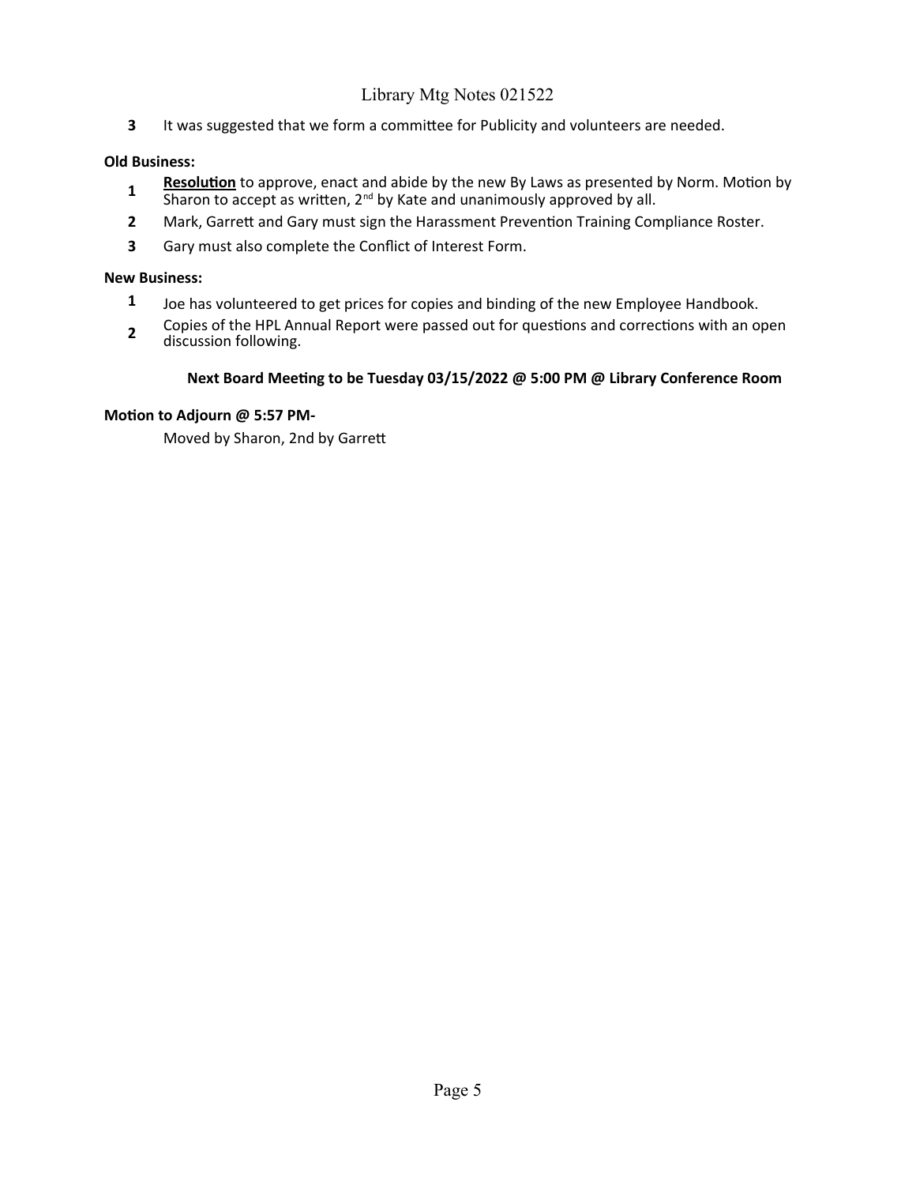3. It was suggested that we form a committee for Publicity and volunteers are needed.

**Old Business:**

1. **Resolution** to approve, enact and abide by the new By Laws as presented by Norm. Motion by Sharon to accept as written, 2nd by Kate and unanimously approved by all.
2. Mark, Garrett and Gary must sign the Harassment Prevention Training Compliance Roster.
3. Gary must also complete the Conflict of Interest Form.

**New Business:**

1. Joe has volunteered to get prices for copies and binding of the new Employee Handbook.
2. Copies of the HPL Annual Report were passed out for questions and corrections with an open discussion following.

**Next Board Meeting to be Tuesday 03/15/2022 @ 5:00 PM @ Library Conference Room**

**Motion to Adjourn @ 5:57 PM-**

Moved by Sharon, 2nd by Garrett